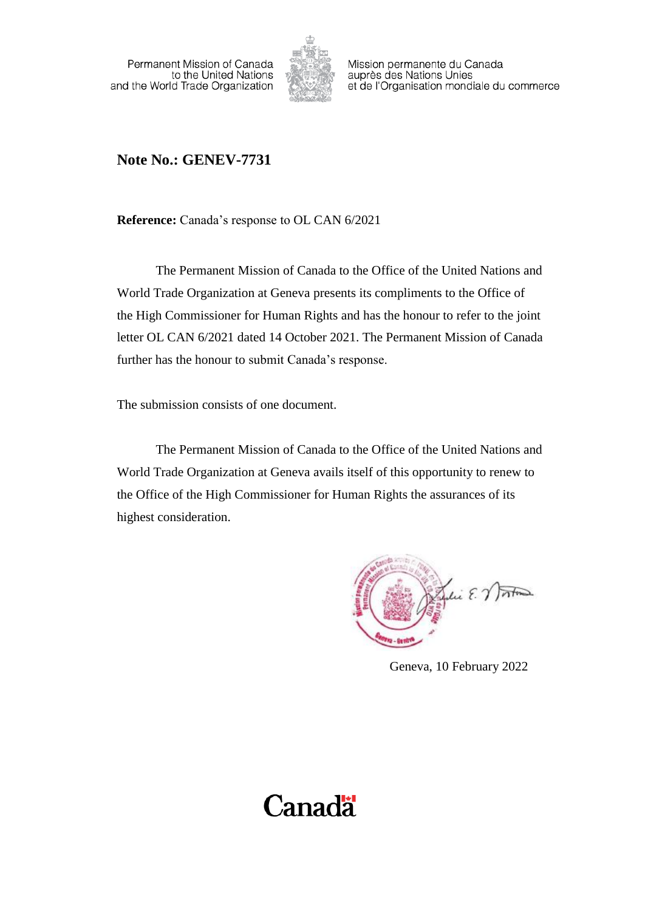Permanent Mission of Canada
to the United Nations
and the World Trade Organization

Mission permanente du Canada
auprès des Nations Unies
et de l'Organisation mondiale du commerce

**Note No.: GENEV-7731**

**Reference:** Canada's response to OL CAN 6/2021

The Permanent Mission of Canada to the Office of the United Nations and World Trade Organization at Geneva presents its compliments to the Office of the High Commissioner for Human Rights and has the honour to refer to the joint letter OL CAN 6/2021 dated 14 October 2021. The Permanent Mission of Canada further has the honour to submit Canada's response.

The submission consists of one document.

The Permanent Mission of Canada to the Office of the United Nations and World Trade Organization at Geneva avails itself of this opportunity to renew to the Office of the High Commissioner for Human Rights the assurances of its highest consideration.

Geneva, 10 February 2022

Canada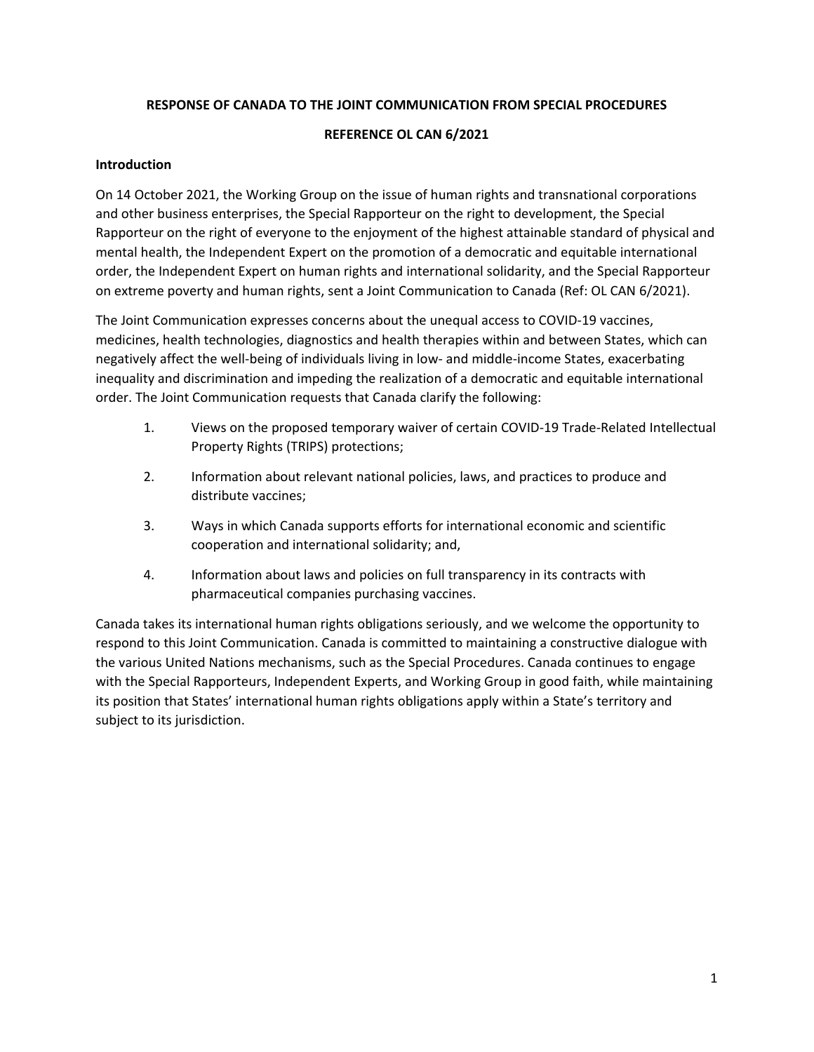**RESPONSE OF CANADA TO THE JOINT COMMUNICATION FROM SPECIAL PROCEDURES**

**REFERENCE OL CAN 6/2021**

**Introduction**

On 14 October 2021, the Working Group on the issue of human rights and transnational corporations and other business enterprises, the Special Rapporteur on the right to development, the Special Rapporteur on the right of everyone to the enjoyment of the highest attainable standard of physical and mental health, the Independent Expert on the promotion of a democratic and equitable international order, the Independent Expert on human rights and international solidarity, and the Special Rapporteur on extreme poverty and human rights, sent a Joint Communication to Canada (Ref: OL CAN 6/2021).

The Joint Communication expresses concerns about the unequal access to COVID-19 vaccines, medicines, health technologies, diagnostics and health therapies within and between States, which can negatively affect the well-being of individuals living in low- and middle-income States, exacerbating inequality and discrimination and impeding the realization of a democratic and equitable international order. The Joint Communication requests that Canada clarify the following:

1. Views on the proposed temporary waiver of certain COVID-19 Trade-Related Intellectual Property Rights (TRIPS) protections;
2. Information about relevant national policies, laws, and practices to produce and distribute vaccines;
3. Ways in which Canada supports efforts for international economic and scientific cooperation and international solidarity; and,
4. Information about laws and policies on full transparency in its contracts with pharmaceutical companies purchasing vaccines.

Canada takes its international human rights obligations seriously, and we welcome the opportunity to respond to this Joint Communication. Canada is committed to maintaining a constructive dialogue with the various United Nations mechanisms, such as the Special Procedures. Canada continues to engage with the Special Rapporteurs, Independent Experts, and Working Group in good faith, while maintaining its position that States' international human rights obligations apply within a State's territory and subject to its jurisdiction.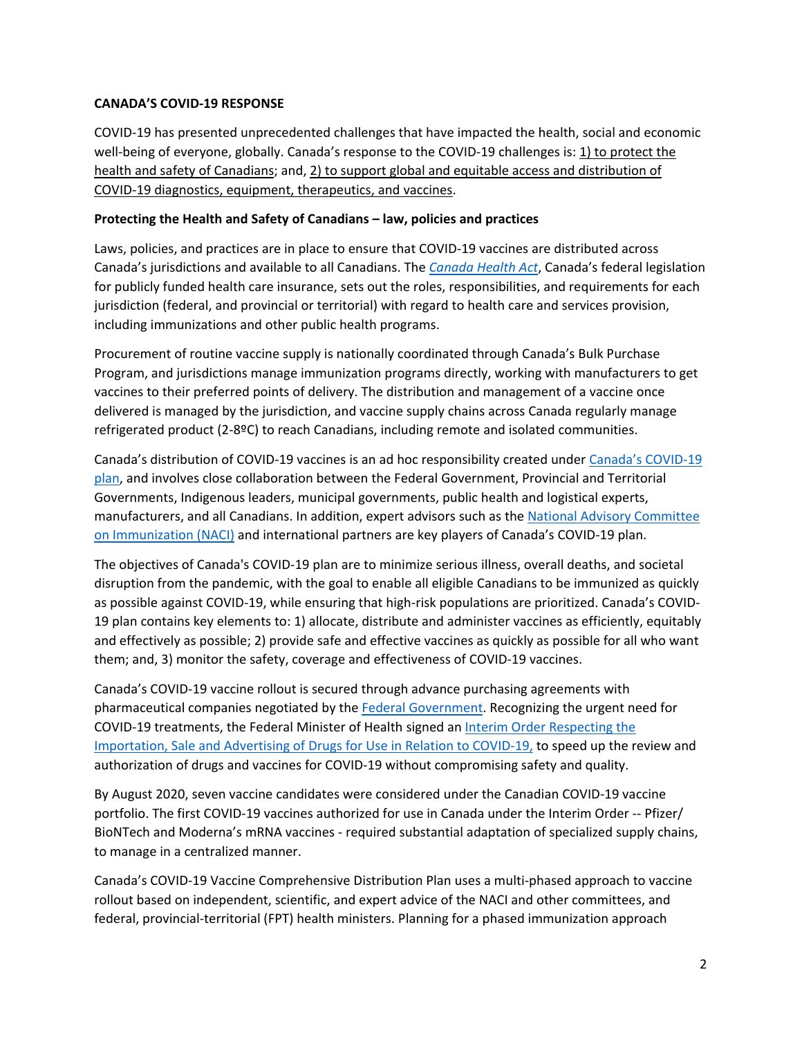**CANADA'S COVID-19 RESPONSE**

COVID-19 has presented unprecedented challenges that have impacted the health, social and economic well-being of everyone, globally. Canada's response to the COVID-19 challenges is: 1) to protect the health and safety of Canadians; and, 2) to support global and equitable access and distribution of COVID-19 diagnostics, equipment, therapeutics, and vaccines.

**Protecting the Health and Safety of Canadians – law, policies and practices**

Laws, policies, and practices are in place to ensure that COVID-19 vaccines are distributed across Canada's jurisdictions and available to all Canadians. The *Canada Health Act*, Canada's federal legislation for publicly funded health care insurance, sets out the roles, responsibilities, and requirements for each jurisdiction (federal, and provincial or territorial) with regard to health care and services provision, including immunizations and other public health programs.

Procurement of routine vaccine supply is nationally coordinated through Canada's Bulk Purchase Program, and jurisdictions manage immunization programs directly, working with manufacturers to get vaccines to their preferred points of delivery. The distribution and management of a vaccine once delivered is managed by the jurisdiction, and vaccine supply chains across Canada regularly manage refrigerated product (2-8ºC) to reach Canadians, including remote and isolated communities.

Canada's distribution of COVID-19 vaccines is an ad hoc responsibility created under Canada's COVID-19 plan, and involves close collaboration between the Federal Government, Provincial and Territorial Governments, Indigenous leaders, municipal governments, public health and logistical experts, manufacturers, and all Canadians. In addition, expert advisors such as the National Advisory Committee on Immunization (NACI) and international partners are key players of Canada's COVID-19 plan.

The objectives of Canada's COVID-19 plan are to minimize serious illness, overall deaths, and societal disruption from the pandemic, with the goal to enable all eligible Canadians to be immunized as quickly as possible against COVID-19, while ensuring that high-risk populations are prioritized. Canada's COVID-19 plan contains key elements to: 1) allocate, distribute and administer vaccines as efficiently, equitably and effectively as possible; 2) provide safe and effective vaccines as quickly as possible for all who want them; and, 3) monitor the safety, coverage and effectiveness of COVID-19 vaccines.

Canada's COVID-19 vaccine rollout is secured through advance purchasing agreements with pharmaceutical companies negotiated by the Federal Government. Recognizing the urgent need for COVID-19 treatments, the Federal Minister of Health signed an Interim Order Respecting the Importation, Sale and Advertising of Drugs for Use in Relation to COVID-19, to speed up the review and authorization of drugs and vaccines for COVID-19 without compromising safety and quality.

By August 2020, seven vaccine candidates were considered under the Canadian COVID-19 vaccine portfolio. The first COVID-19 vaccines authorized for use in Canada under the Interim Order -- Pfizer/ BioNTech and Moderna's mRNA vaccines - required substantial adaptation of specialized supply chains, to manage in a centralized manner.

Canada's COVID-19 Vaccine Comprehensive Distribution Plan uses a multi-phased approach to vaccine rollout based on independent, scientific, and expert advice of the NACI and other committees, and federal, provincial-territorial (FPT) health ministers. Planning for a phased immunization approach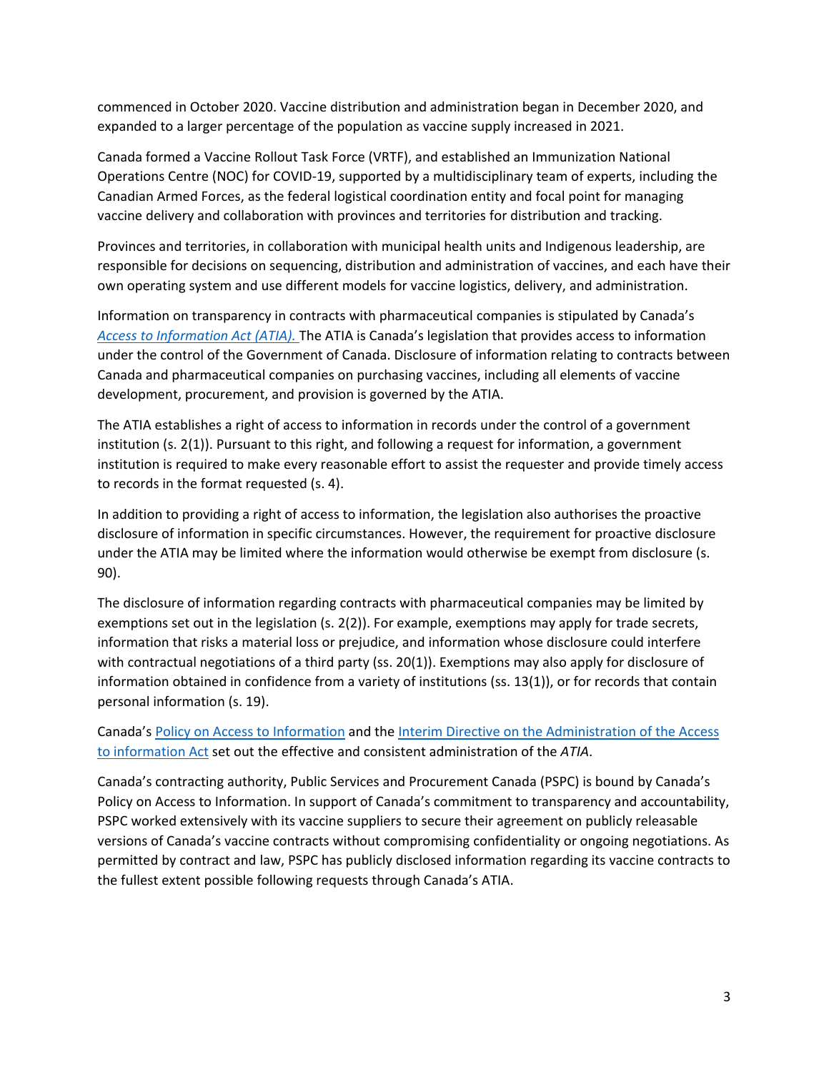commenced in October 2020. Vaccine distribution and administration began in December 2020, and expanded to a larger percentage of the population as vaccine supply increased in 2021.

Canada formed a Vaccine Rollout Task Force (VRTF), and established an Immunization National Operations Centre (NOC) for COVID-19, supported by a multidisciplinary team of experts, including the Canadian Armed Forces, as the federal logistical coordination entity and focal point for managing vaccine delivery and collaboration with provinces and territories for distribution and tracking.

Provinces and territories, in collaboration with municipal health units and Indigenous leadership, are responsible for decisions on sequencing, distribution and administration of vaccines, and each have their own operating system and use different models for vaccine logistics, delivery, and administration.

Information on transparency in contracts with pharmaceutical companies is stipulated by Canada's *Access to Information Act (ATIA).* The ATIA is Canada's legislation that provides access to information under the control of the Government of Canada. Disclosure of information relating to contracts between Canada and pharmaceutical companies on purchasing vaccines, including all elements of vaccine development, procurement, and provision is governed by the ATIA.

The ATIA establishes a right of access to information in records under the control of a government institution (s. 2(1)). Pursuant to this right, and following a request for information, a government institution is required to make every reasonable effort to assist the requester and provide timely access to records in the format requested (s. 4).

In addition to providing a right of access to information, the legislation also authorises the proactive disclosure of information in specific circumstances. However, the requirement for proactive disclosure under the ATIA may be limited where the information would otherwise be exempt from disclosure (s. 90).

The disclosure of information regarding contracts with pharmaceutical companies may be limited by exemptions set out in the legislation (s. 2(2)). For example, exemptions may apply for trade secrets, information that risks a material loss or prejudice, and information whose disclosure could interfere with contractual negotiations of a third party (ss. 20(1)). Exemptions may also apply for disclosure of information obtained in confidence from a variety of institutions (ss. 13(1)), or for records that contain personal information (s. 19).

Canada's Policy on Access to Information and the Interim Directive on the Administration of the Access to information Act set out the effective and consistent administration of the *ATIA*.

Canada's contracting authority, Public Services and Procurement Canada (PSPC) is bound by Canada's Policy on Access to Information. In support of Canada's commitment to transparency and accountability, PSPC worked extensively with its vaccine suppliers to secure their agreement on publicly releasable versions of Canada's vaccine contracts without compromising confidentiality or ongoing negotiations. As permitted by contract and law, PSPC has publicly disclosed information regarding its vaccine contracts to the fullest extent possible following requests through Canada's ATIA.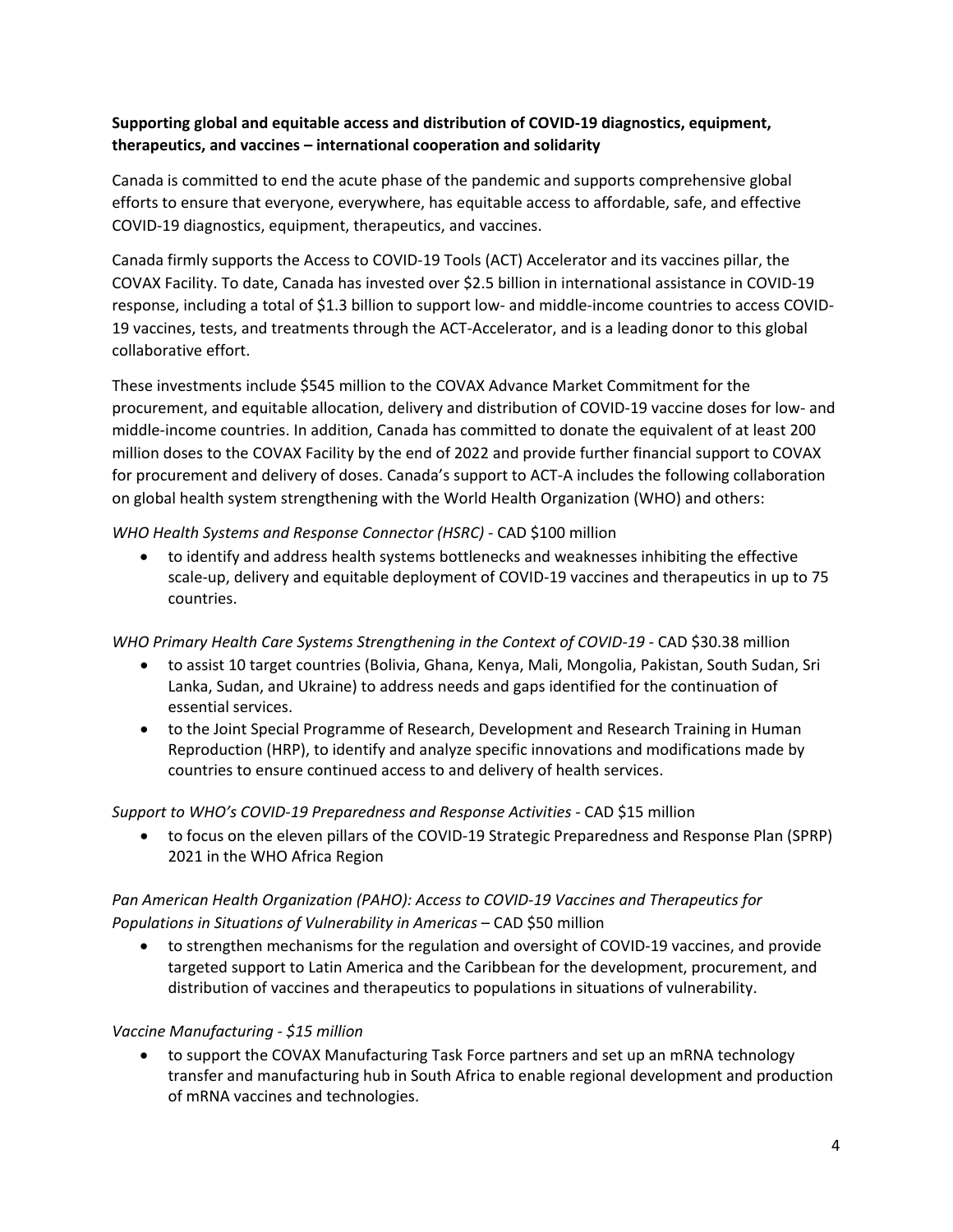**Supporting global and equitable access and distribution of COVID-19 diagnostics, equipment, therapeutics, and vaccines – international cooperation and solidarity**

Canada is committed to end the acute phase of the pandemic and supports comprehensive global efforts to ensure that everyone, everywhere, has equitable access to affordable, safe, and effective COVID-19 diagnostics, equipment, therapeutics, and vaccines.

Canada firmly supports the Access to COVID-19 Tools (ACT) Accelerator and its vaccines pillar, the COVAX Facility. To date, Canada has invested over $2.5 billion in international assistance in COVID-19 response, including a total of $1.3 billion to support low- and middle-income countries to access COVID-19 vaccines, tests, and treatments through the ACT-Accelerator, and is a leading donor to this global collaborative effort.

These investments include $545 million to the COVAX Advance Market Commitment for the procurement, and equitable allocation, delivery and distribution of COVID-19 vaccine doses for low- and middle-income countries. In addition, Canada has committed to donate the equivalent of at least 200 million doses to the COVAX Facility by the end of 2022 and provide further financial support to COVAX for procurement and delivery of doses. Canada's support to ACT-A includes the following collaboration on global health system strengthening with the World Health Organization (WHO) and others:

*WHO Health Systems and Response Connector (HSRC)* - CAD $100 million

- to identify and address health systems bottlenecks and weaknesses inhibiting the effective scale-up, delivery and equitable deployment of COVID-19 vaccines and therapeutics in up to 75 countries.

*WHO Primary Health Care Systems Strengthening in the Context of COVID-19* - CAD $30.38 million

- to assist 10 target countries (Bolivia, Ghana, Kenya, Mali, Mongolia, Pakistan, South Sudan, Sri Lanka, Sudan, and Ukraine) to address needs and gaps identified for the continuation of essential services.
- to the Joint Special Programme of Research, Development and Research Training in Human Reproduction (HRP), to identify and analyze specific innovations and modifications made by countries to ensure continued access to and delivery of health services.

*Support to WHO's COVID-19 Preparedness and Response Activities* - CAD $15 million

- to focus on the eleven pillars of the COVID-19 Strategic Preparedness and Response Plan (SPRP) 2021 in the WHO Africa Region

*Pan American Health Organization (PAHO): Access to COVID-19 Vaccines and Therapeutics for Populations in Situations of Vulnerability in Americas* – CAD $50 million

- to strengthen mechanisms for the regulation and oversight of COVID-19 vaccines, and provide targeted support to Latin America and the Caribbean for the development, procurement, and distribution of vaccines and therapeutics to populations in situations of vulnerability.

*Vaccine Manufacturing - $15 million*

- to support the COVAX Manufacturing Task Force partners and set up an mRNA technology transfer and manufacturing hub in South Africa to enable regional development and production of mRNA vaccines and technologies.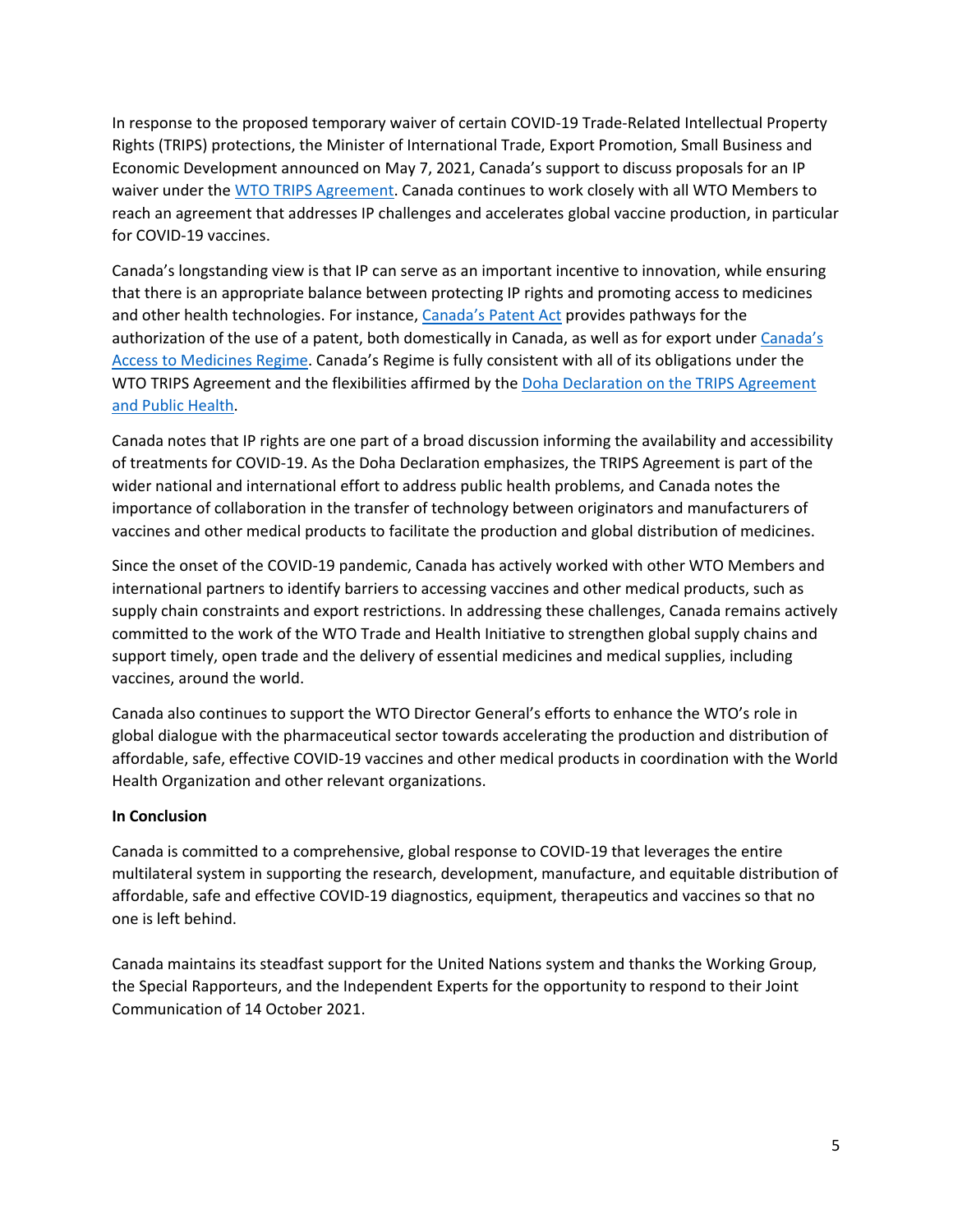In response to the proposed temporary waiver of certain COVID-19 Trade-Related Intellectual Property Rights (TRIPS) protections, the Minister of International Trade, Export Promotion, Small Business and Economic Development announced on May 7, 2021, Canada's support to discuss proposals for an IP waiver under the WTO TRIPS Agreement. Canada continues to work closely with all WTO Members to reach an agreement that addresses IP challenges and accelerates global vaccine production, in particular for COVID-19 vaccines.

Canada's longstanding view is that IP can serve as an important incentive to innovation, while ensuring that there is an appropriate balance between protecting IP rights and promoting access to medicines and other health technologies. For instance, Canada's Patent Act provides pathways for the authorization of the use of a patent, both domestically in Canada, as well as for export under Canada's Access to Medicines Regime. Canada's Regime is fully consistent with all of its obligations under the WTO TRIPS Agreement and the flexibilities affirmed by the Doha Declaration on the TRIPS Agreement and Public Health.

Canada notes that IP rights are one part of a broad discussion informing the availability and accessibility of treatments for COVID-19. As the Doha Declaration emphasizes, the TRIPS Agreement is part of the wider national and international effort to address public health problems, and Canada notes the importance of collaboration in the transfer of technology between originators and manufacturers of vaccines and other medical products to facilitate the production and global distribution of medicines.

Since the onset of the COVID-19 pandemic, Canada has actively worked with other WTO Members and international partners to identify barriers to accessing vaccines and other medical products, such as supply chain constraints and export restrictions. In addressing these challenges, Canada remains actively committed to the work of the WTO Trade and Health Initiative to strengthen global supply chains and support timely, open trade and the delivery of essential medicines and medical supplies, including vaccines, around the world.

Canada also continues to support the WTO Director General's efforts to enhance the WTO's role in global dialogue with the pharmaceutical sector towards accelerating the production and distribution of affordable, safe, effective COVID-19 vaccines and other medical products in coordination with the World Health Organization and other relevant organizations.

**In Conclusion**

Canada is committed to a comprehensive, global response to COVID-19 that leverages the entire multilateral system in supporting the research, development, manufacture, and equitable distribution of affordable, safe and effective COVID-19 diagnostics, equipment, therapeutics and vaccines so that no one is left behind.

Canada maintains its steadfast support for the United Nations system and thanks the Working Group, the Special Rapporteurs, and the Independent Experts for the opportunity to respond to their Joint Communication of 14 October 2021.